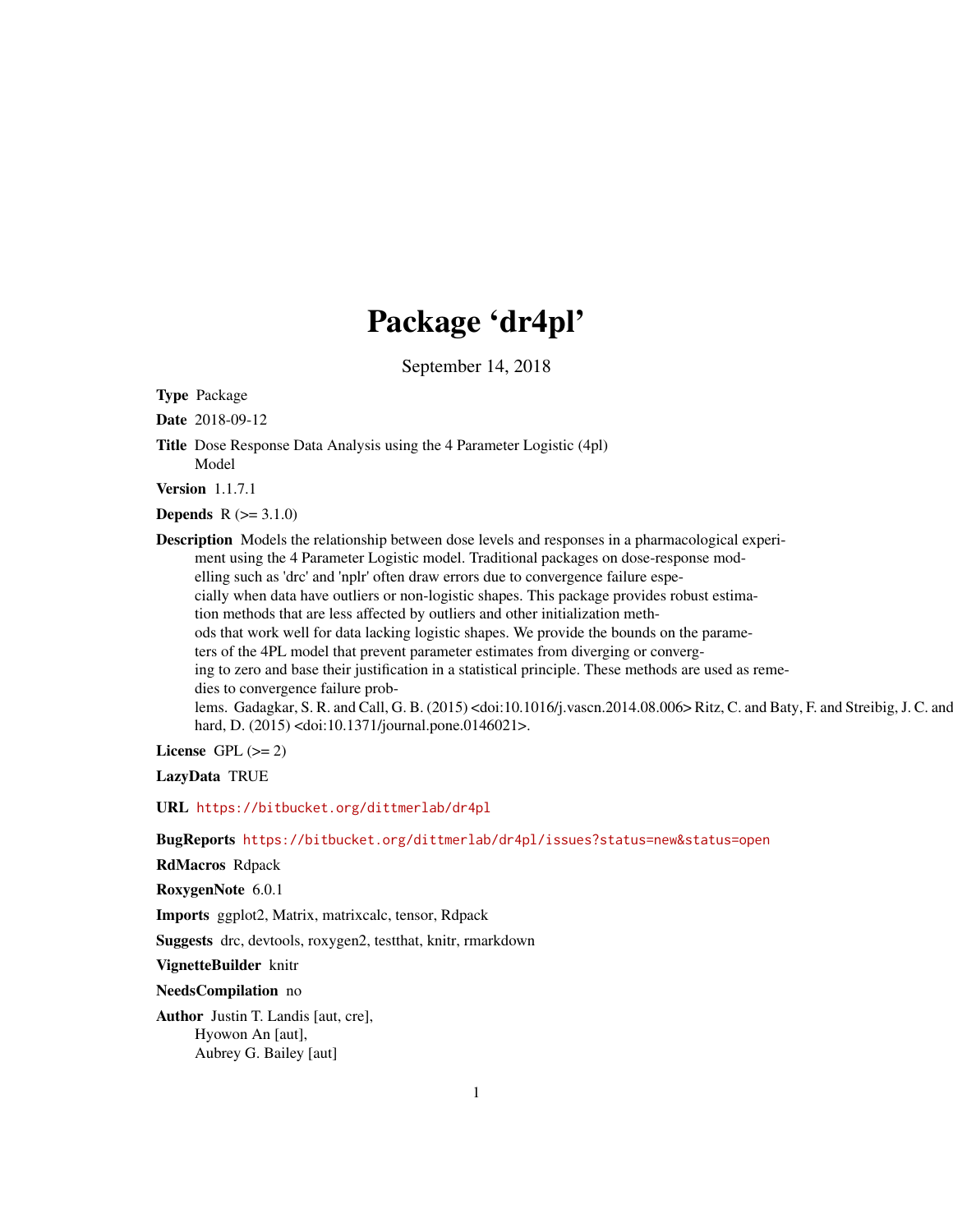# Package 'dr4pl'

September 14, 2018

**Type** Package

**Date** 2018-09-12

**Title** Dose Response Data Analysis using the 4 Parameter Logistic (4pl) Model

**Version** 1.1.7.1

**Depends** R (>= 3.1.0)

**Description** Models the relationship between dose levels and responses in a pharmacological experiment using the 4 Parameter Logistic model. Traditional packages on dose-response modelling such as 'drc' and 'nplr' often draw errors due to convergence failure especially when data have outliers or non-logistic shapes. This package provides robust estimation methods that are less affected by outliers and other initialization methods that work well for data lacking logistic shapes. We provide the bounds on the parameters of the 4PL model that prevent parameter estimates from diverging or converging to zero and base their justification in a statistical principle. These methods are used as remedies to convergence failure problems. Gadagkar, S. R. and Call, G. B. (2015) <doi:10.1016/j.vascn.2014.08.006> Ritz, C. and Baty, F. and Streibig, J. C. and Gerhard, D. (2015) <doi:10.1371/journal.pone.0146021>.

**License** GPL (>= 2)

**LazyData** TRUE

**URL** https://bitbucket.org/dittmerlab/dr4pl

**BugReports** https://bitbucket.org/dittmerlab/dr4pl/issues?status=new&status=open

**RdMacros** Rdpack

**RoxygenNote** 6.0.1

**Imports** ggplot2, Matrix, matrixcalc, tensor, Rdpack

**Suggests** drc, devtools, roxygen2, testthat, knitr, rmarkdown

**VignetteBuilder** knitr

**NeedsCompilation** no

**Author** Justin T. Landis [aut, cre],
Hyowon An [aut],
Aubrey G. Bailey [aut]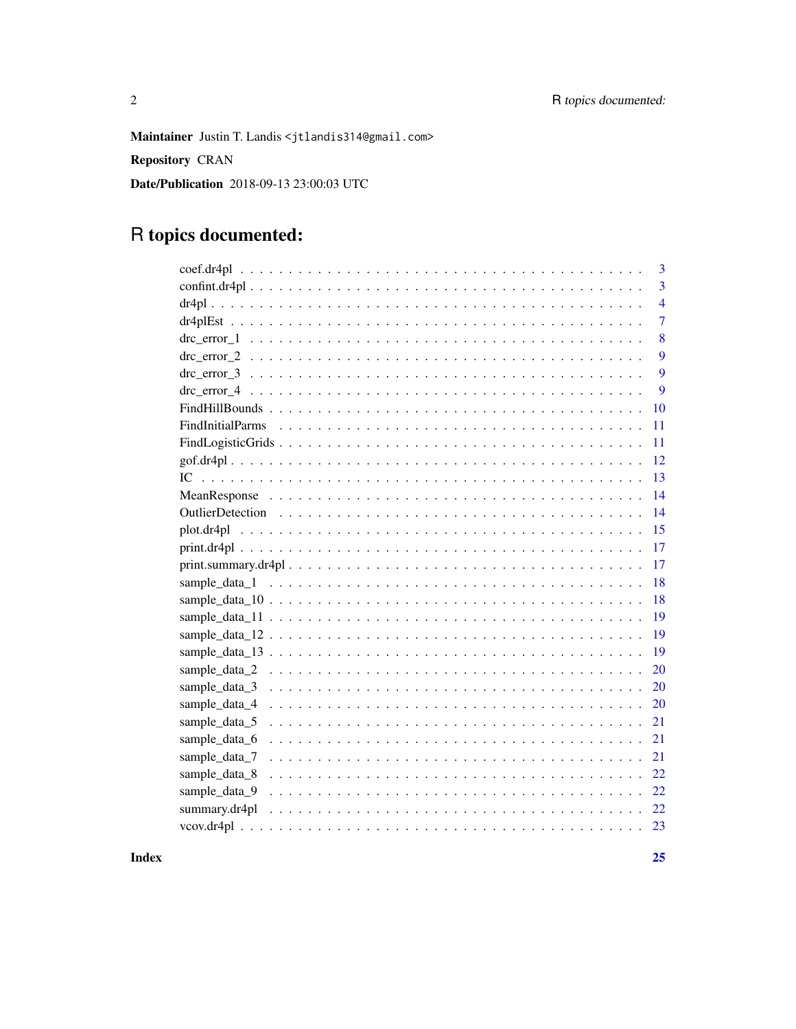**Maintainer** Justin T. Landis <jtlandis314@gmail.com>

**Repository** CRAN

**Date/Publication** 2018-09-13 23:00:03 UTC

# R topics documented:

| | |
|---|---|
| coef.dr4pl | 3 |
| confint.dr4pl | 3 |
| dr4pl | 4 |
| dr4plEst | 7 |
| drc_error_1 | 8 |
| drc_error_2 | 9 |
| drc_error_3 | 9 |
| drc_error_4 | 9 |
| FindHillBounds | 10 |
| FindInitialParms | 11 |
| FindLogisticGrids | 11 |
| gof.dr4pl | 12 |
| IC | 13 |
| MeanResponse | 14 |
| OutlierDetection | 14 |
| plot.dr4pl | 15 |
| print.dr4pl | 17 |
| print.summary.dr4pl | 17 |
| sample_data_1 | 18 |
| sample_data_10 | 18 |
| sample_data_11 | 19 |
| sample_data_12 | 19 |
| sample_data_13 | 19 |
| sample_data_2 | 20 |
| sample_data_3 | 20 |
| sample_data_4 | 20 |
| sample_data_5 | 21 |
| sample_data_6 | 21 |
| sample_data_7 | 21 |
| sample_data_8 | 22 |
| sample_data_9 | 22 |
| summary.dr4pl | 22 |
| vcov.dr4pl | 23 |

**Index** **25**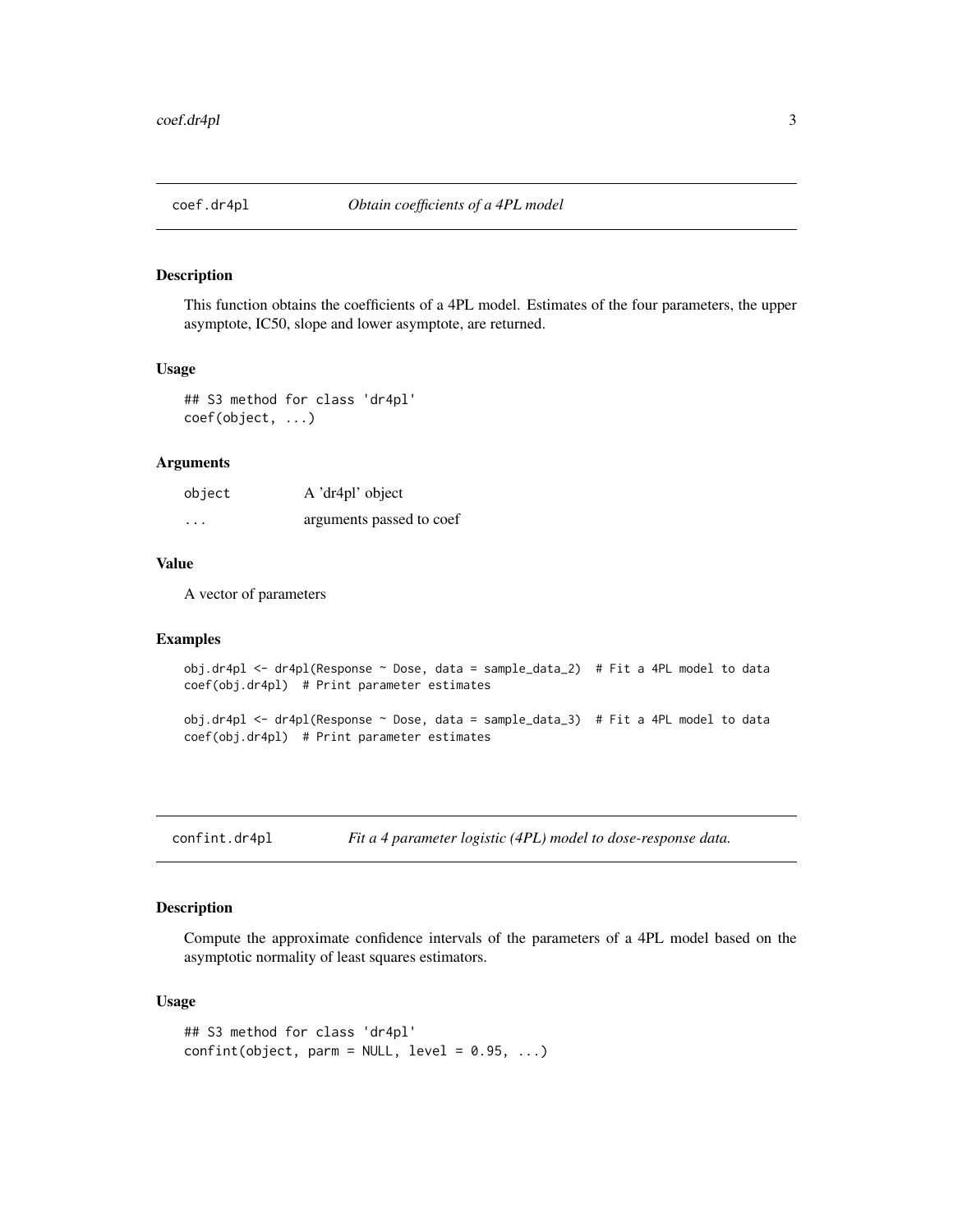## coef.dr4pl — *Obtain coefficients of a 4PL model*

### Description

This function obtains the coefficients of a 4PL model. Estimates of the four parameters, the upper asymptote, IC50, slope and lower asymptote, are returned.

### Usage

```
## S3 method for class 'dr4pl'
coef(object, ...)
```

### Arguments

| | |
|---|---|
| object | A 'dr4pl' object |
| ... | arguments passed to coef |

### Value

A vector of parameters

### Examples

```
obj.dr4pl <- dr4pl(Response ~ Dose, data = sample_data_2)  # Fit a 4PL model to data
coef(obj.dr4pl)  # Print parameter estimates

obj.dr4pl <- dr4pl(Response ~ Dose, data = sample_data_3)  # Fit a 4PL model to data
coef(obj.dr4pl)  # Print parameter estimates
```

## confint.dr4pl — *Fit a 4 parameter logistic (4PL) model to dose-response data.*

### Description

Compute the approximate confidence intervals of the parameters of a 4PL model based on the asymptotic normality of least squares estimators.

### Usage

```
## S3 method for class 'dr4pl'
confint(object, parm = NULL, level = 0.95, ...)
```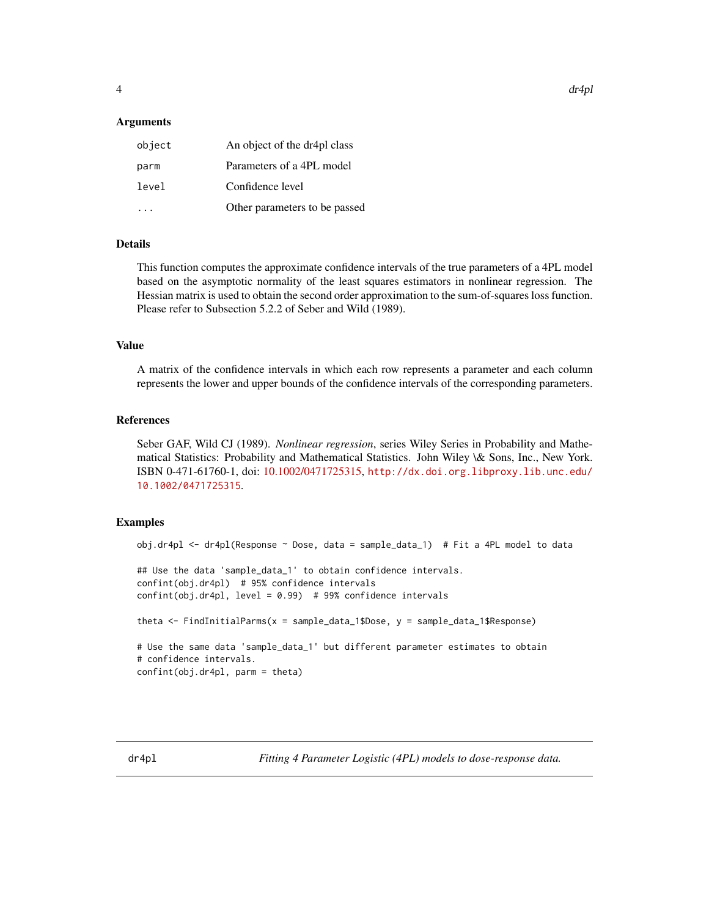### Arguments

| | |
|---|---|
| `object` | An object of the dr4pl class |
| `parm` | Parameters of a 4PL model |
| `level` | Confidence level |
| `...` | Other parameters to be passed |

### Details

This function computes the approximate confidence intervals of the true parameters of a 4PL model based on the asymptotic normality of the least squares estimators in nonlinear regression. The Hessian matrix is used to obtain the second order approximation to the sum-of-squares loss function. Please refer to Subsection 5.2.2 of Seber and Wild (1989).

### Value

A matrix of the confidence intervals in which each row represents a parameter and each column represents the lower and upper bounds of the confidence intervals of the corresponding parameters.

### References

Seber GAF, Wild CJ (1989). *Nonlinear regression*, series Wiley Series in Probability and Mathematical Statistics: Probability and Mathematical Statistics. John Wiley \& Sons, Inc., New York. ISBN 0-471-61760-1, doi: 10.1002/0471725315, `http://dx.doi.org.libproxy.lib.unc.edu/10.1002/0471725315`.

### Examples

```
obj.dr4pl <- dr4pl(Response ~ Dose, data = sample_data_1)  # Fit a 4PL model to data

## Use the data 'sample_data_1' to obtain confidence intervals.
confint(obj.dr4pl)  # 95% confidence intervals
confint(obj.dr4pl, level = 0.99)  # 99% confidence intervals

theta <- FindInitialParms(x = sample_data_1$Dose, y = sample_data_1$Response)

# Use the same data 'sample_data_1' but different parameter estimates to obtain
# confidence intervals.
confint(obj.dr4pl, parm = theta)
```

---

## dr4pl — *Fitting 4 Parameter Logistic (4PL) models to dose-response data.*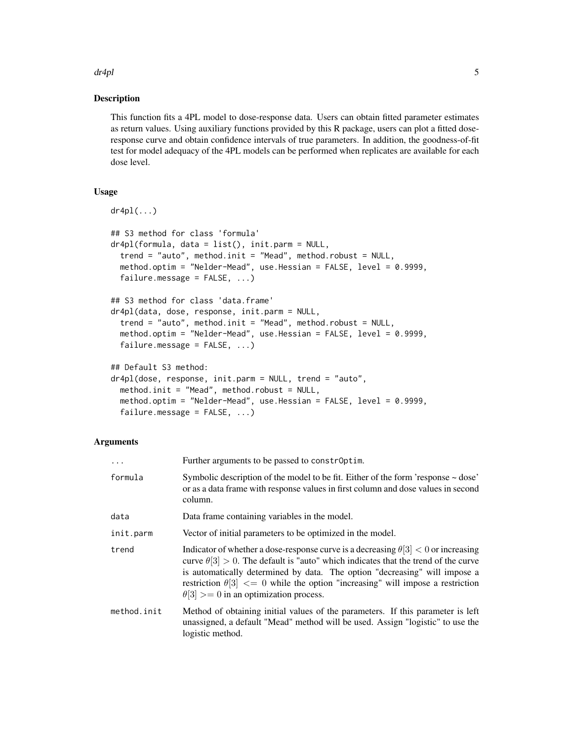## Description

This function fits a 4PL model to dose-response data. Users can obtain fitted parameter estimates as return values. Using auxiliary functions provided by this R package, users can plot a fitted dose-response curve and obtain confidence intervals of true parameters. In addition, the goodness-of-fit test for model adequacy of the 4PL models can be performed when replicates are available for each dose level.

## Usage

```
dr4pl(...)

## S3 method for class 'formula'
dr4pl(formula, data = list(), init.parm = NULL,
  trend = "auto", method.init = "Mead", method.robust = NULL,
  method.optim = "Nelder-Mead", use.Hessian = FALSE, level = 0.9999,
  failure.message = FALSE, ...)

## S3 method for class 'data.frame'
dr4pl(data, dose, response, init.parm = NULL,
  trend = "auto", method.init = "Mead", method.robust = NULL,
  method.optim = "Nelder-Mead", use.Hessian = FALSE, level = 0.9999,
  failure.message = FALSE, ...)

## Default S3 method:
dr4pl(dose, response, init.parm = NULL, trend = "auto",
  method.init = "Mead", method.robust = NULL,
  method.optim = "Nelder-Mead", use.Hessian = FALSE, level = 0.9999,
  failure.message = FALSE, ...)
```

## Arguments

| | |
|---|---|
| `...` | Further arguments to be passed to `constrOptim`. |
| `formula` | Symbolic description of the model to be fit. Either of the form 'response ~ dose' or as a data frame with response values in first column and dose values in second column. |
| `data` | Data frame containing variables in the model. |
| `init.parm` | Vector of initial parameters to be optimized in the model. |
| `trend` | Indicator of whether a dose-response curve is a decreasing $\theta[3] < 0$ or increasing curve $\theta[3] > 0$. The default is "auto" which indicates that the trend of the curve is automatically determined by data. The option "decreasing" will impose a restriction $\theta[3] <= 0$ while the option "increasing" will impose a restriction $\theta[3] >= 0$ in an optimization process. |
| `method.init` | Method of obtaining initial values of the parameters. If this parameter is left unassigned, a default "Mead" method will be used. Assign "logistic" to use the logistic method. |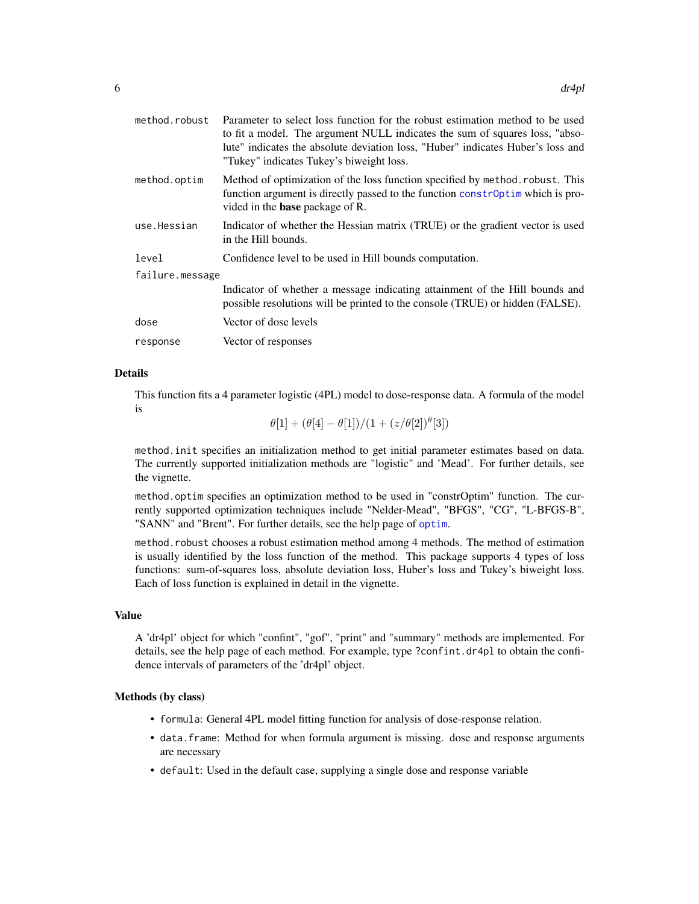| | |
|---|---|
| `method.robust` | Parameter to select loss function for the robust estimation method to be used to fit a model. The argument NULL indicates the sum of squares loss, "absolute" indicates the absolute deviation loss, "Huber" indicates Huber's loss and "Tukey" indicates Tukey's biweight loss. |
| `method.optim` | Method of optimization of the loss function specified by `method.robust`. This function argument is directly passed to the function `constrOptim` which is provided in the **base** package of R. |
| `use.Hessian` | Indicator of whether the Hessian matrix (TRUE) or the gradient vector is used in the Hill bounds. |
| `level` | Confidence level to be used in Hill bounds computation. |
| `failure.message` | Indicator of whether a message indicating attainment of the Hill bounds and possible resolutions will be printed to the console (TRUE) or hidden (FALSE). |
| `dose` | Vector of dose levels |
| `response` | Vector of responses |

### Details

This function fits a 4 parameter logistic (4PL) model to dose-response data. A formula of the model is

$$\theta[1] + (\theta[4] - \theta[1])/(1 + (z/\theta[2])^{\theta}[3])$$

`method.init` specifies an initialization method to get initial parameter estimates based on data. The currently supported initialization methods are "logistic" and 'Mead'. For further details, see the vignette.

`method.optim` specifies an optimization method to be used in "constrOptim" function. The currently supported optimization techniques include "Nelder-Mead", "BFGS", "CG", "L-BFGS-B", "SANN" and "Brent". For further details, see the help page of `optim`.

`method.robust` chooses a robust estimation method among 4 methods. The method of estimation is usually identified by the loss function of the method. This package supports 4 types of loss functions: sum-of-squares loss, absolute deviation loss, Huber's loss and Tukey's biweight loss. Each of loss function is explained in detail in the vignette.

### Value

A 'dr4pl' object for which "confint", "gof", "print" and "summary" methods are implemented. For details, see the help page of each method. For example, type `?confint.dr4pl` to obtain the confidence intervals of parameters of the 'dr4pl' object.

### Methods (by class)

- `formula`: General 4PL model fitting function for analysis of dose-response relation.
- `data.frame`: Method for when formula argument is missing. dose and response arguments are necessary
- `default`: Used in the default case, supplying a single dose and response variable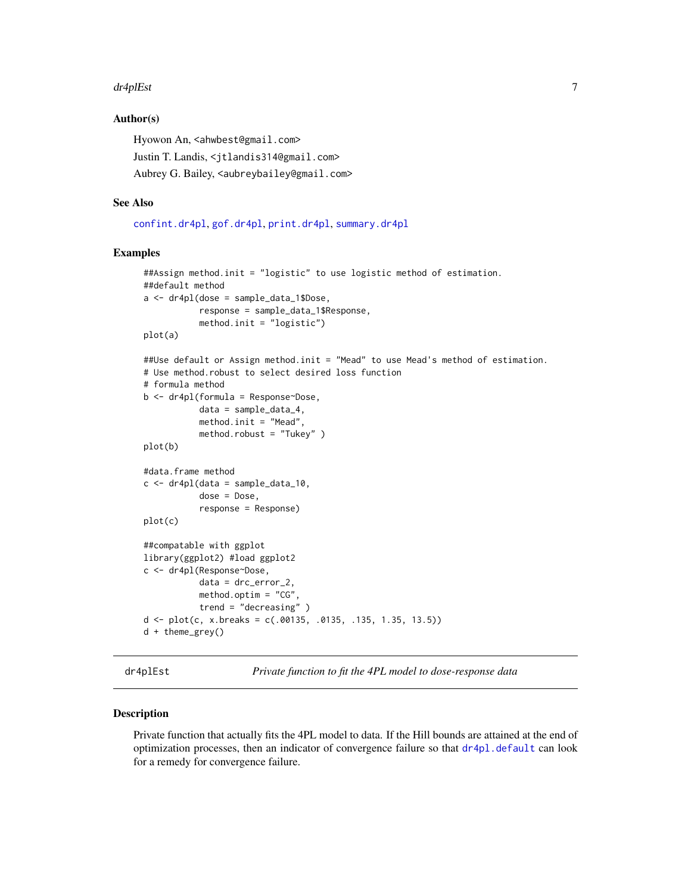### Author(s)

Hyowon An, <ahwbest@gmail.com>

Justin T. Landis, <jtlandis314@gmail.com>

Aubrey G. Bailey, <aubreybailey@gmail.com>

### See Also

confint.dr4pl, gof.dr4pl, print.dr4pl, summary.dr4pl

### Examples

```
##Assign method.init = "logistic" to use logistic method of estimation.
##default method
a <- dr4pl(dose = sample_data_1$Dose,
           response = sample_data_1$Response,
           method.init = "logistic")
plot(a)

##Use default or Assign method.init = "Mead" to use Mead's method of estimation.
# Use method.robust to select desired loss function
# formula method
b <- dr4pl(formula = Response~Dose,
           data = sample_data_4,
           method.init = "Mead",
           method.robust = "Tukey" )
plot(b)

#data.frame method
c <- dr4pl(data = sample_data_10,
           dose = Dose,
           response = Response)
plot(c)

##compatable with ggplot
library(ggplot2) #load ggplot2
c <- dr4pl(Response~Dose,
           data = drc_error_2,
           method.optim = "CG",
           trend = "decreasing" )
d <- plot(c, x.breaks = c(.00135, .0135, .135, 1.35, 13.5))
d + theme_grey()
```

---

## dr4plEst — *Private function to fit the 4PL model to dose-response data*

### Description

Private function that actually fits the 4PL model to data. If the Hill bounds are attained at the end of optimization processes, then an indicator of convergence failure so that dr4pl.default can look for a remedy for convergence failure.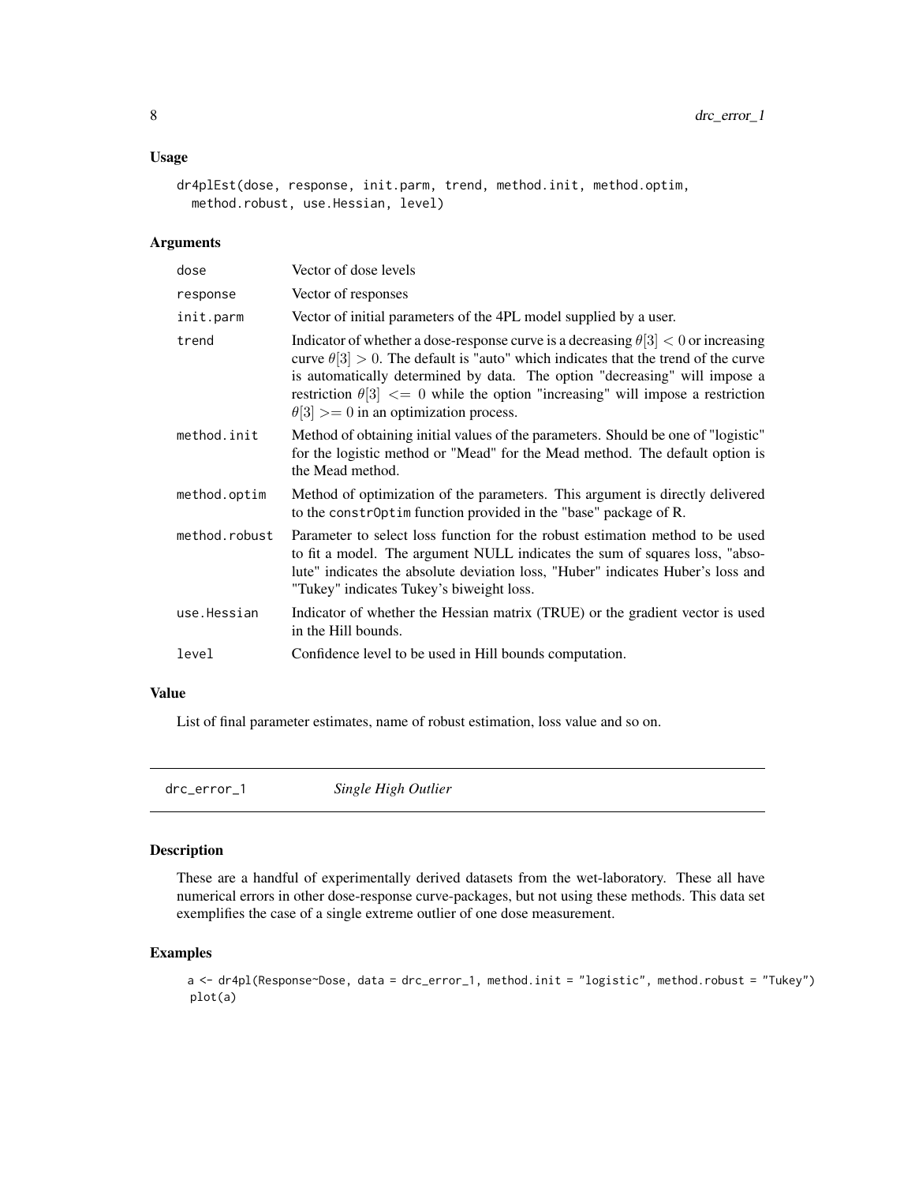## Usage

```
dr4plEst(dose, response, init.parm, trend, method.init, method.optim,
  method.robust, use.Hessian, level)
```

## Arguments

| | |
|---|---|
| dose | Vector of dose levels |
| response | Vector of responses |
| init.parm | Vector of initial parameters of the 4PL model supplied by a user. |
| trend | Indicator of whether a dose-response curve is a decreasing $\theta[3] < 0$ or increasing curve $\theta[3] > 0$. The default is "auto" which indicates that the trend of the curve is automatically determined by data. The option "decreasing" will impose a restriction $\theta[3] <= 0$ while the option "increasing" will impose a restriction $\theta[3] >= 0$ in an optimization process. |
| method.init | Method of obtaining initial values of the parameters. Should be one of "logistic" for the logistic method or "Mead" for the Mead method. The default option is the Mead method. |
| method.optim | Method of optimization of the parameters. This argument is directly delivered to the constrOptim function provided in the "base" package of R. |
| method.robust | Parameter to select loss function for the robust estimation method to be used to fit a model. The argument NULL indicates the sum of squares loss, "absolute" indicates the absolute deviation loss, "Huber" indicates Huber's loss and "Tukey" indicates Tukey's biweight loss. |
| use.Hessian | Indicator of whether the Hessian matrix (TRUE) or the gradient vector is used in the Hill bounds. |
| level | Confidence level to be used in Hill bounds computation. |

## Value

List of final parameter estimates, name of robust estimation, loss value and so on.

---

# drc_error_1 *Single High Outlier*

## Description

These are a handful of experimentally derived datasets from the wet-laboratory. These all have numerical errors in other dose-response curve-packages, but not using these methods. This data set exemplifies the case of a single extreme outlier of one dose measurement.

## Examples

```
a <- dr4pl(Response~Dose, data = drc_error_1, method.init = "logistic", method.robust = "Tukey")
plot(a)
```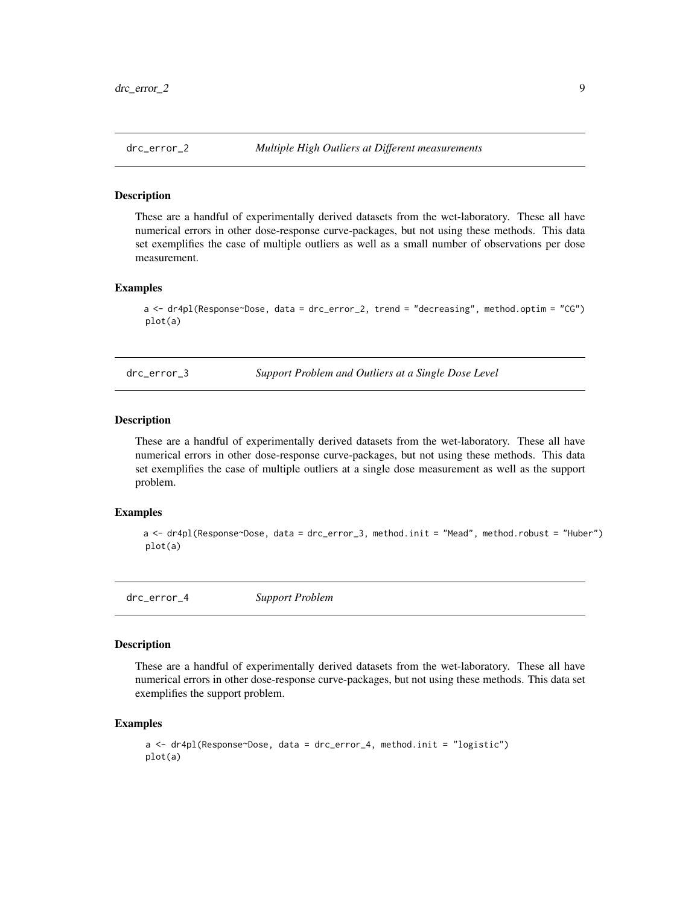## drc_error_2 *Multiple High Outliers at Different measurements*

### Description

These are a handful of experimentally derived datasets from the wet-laboratory. These all have numerical errors in other dose-response curve-packages, but not using these methods. This data set exemplifies the case of multiple outliers as well as a small number of observations per dose measurement.

### Examples

```
a <- dr4pl(Response~Dose, data = drc_error_2, trend = "decreasing", method.optim = "CG")
plot(a)
```

## drc_error_3 *Support Problem and Outliers at a Single Dose Level*

### Description

These are a handful of experimentally derived datasets from the wet-laboratory. These all have numerical errors in other dose-response curve-packages, but not using these methods. This data set exemplifies the case of multiple outliers at a single dose measurement as well as the support problem.

### Examples

```
a <- dr4pl(Response~Dose, data = drc_error_3, method.init = "Mead", method.robust = "Huber")
plot(a)
```

## drc_error_4 *Support Problem*

### Description

These are a handful of experimentally derived datasets from the wet-laboratory. These all have numerical errors in other dose-response curve-packages, but not using these methods. This data set exemplifies the support problem.

### Examples

```
a <- dr4pl(Response~Dose, data = drc_error_4, method.init = "logistic")
plot(a)
```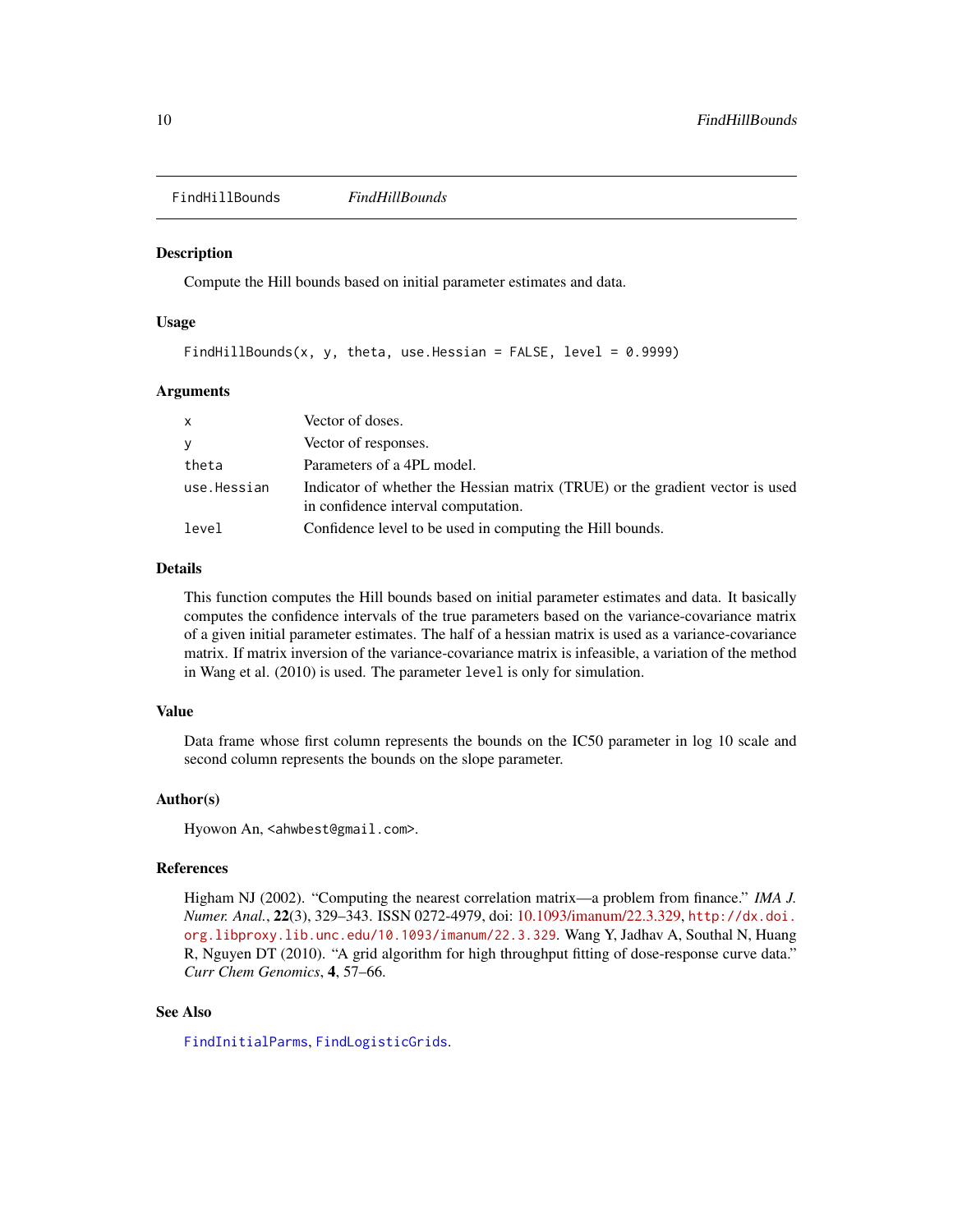# FindHillBounds

*FindHillBounds*

## Description

Compute the Hill bounds based on initial parameter estimates and data.

## Usage

```
FindHillBounds(x, y, theta, use.Hessian = FALSE, level = 0.9999)
```

## Arguments

| | |
|---|---|
| `x` | Vector of doses. |
| `y` | Vector of responses. |
| `theta` | Parameters of a 4PL model. |
| `use.Hessian` | Indicator of whether the Hessian matrix (TRUE) or the gradient vector is used in confidence interval computation. |
| `level` | Confidence level to be used in computing the Hill bounds. |

## Details

This function computes the Hill bounds based on initial parameter estimates and data. It basically computes the confidence intervals of the true parameters based on the variance-covariance matrix of a given initial parameter estimates. The half of a hessian matrix is used as a variance-covariance matrix. If matrix inversion of the variance-covariance matrix is infeasible, a variation of the method in Wang et al. (2010) is used. The parameter `level` is only for simulation.

## Value

Data frame whose first column represents the bounds on the IC50 parameter in log 10 scale and second column represents the bounds on the slope parameter.

## Author(s)

Hyowon An, `<ahwbest@gmail.com>`.

## References

Higham NJ (2002). "Computing the nearest correlation matrix—a problem from finance." *IMA J. Numer. Anal.*, **22**(3), 329–343. ISSN 0272-4979, doi: 10.1093/imanum/22.3.329, `http://dx.doi.org.libproxy.lib.unc.edu/10.1093/imanum/22.3.329`. Wang Y, Jadhav A, Southal N, Huang R, Nguyen DT (2010). "A grid algorithm for high throughput fitting of dose-response curve data." *Curr Chem Genomics*, **4**, 57–66.

## See Also

`FindInitialParms`, `FindLogisticGrids`.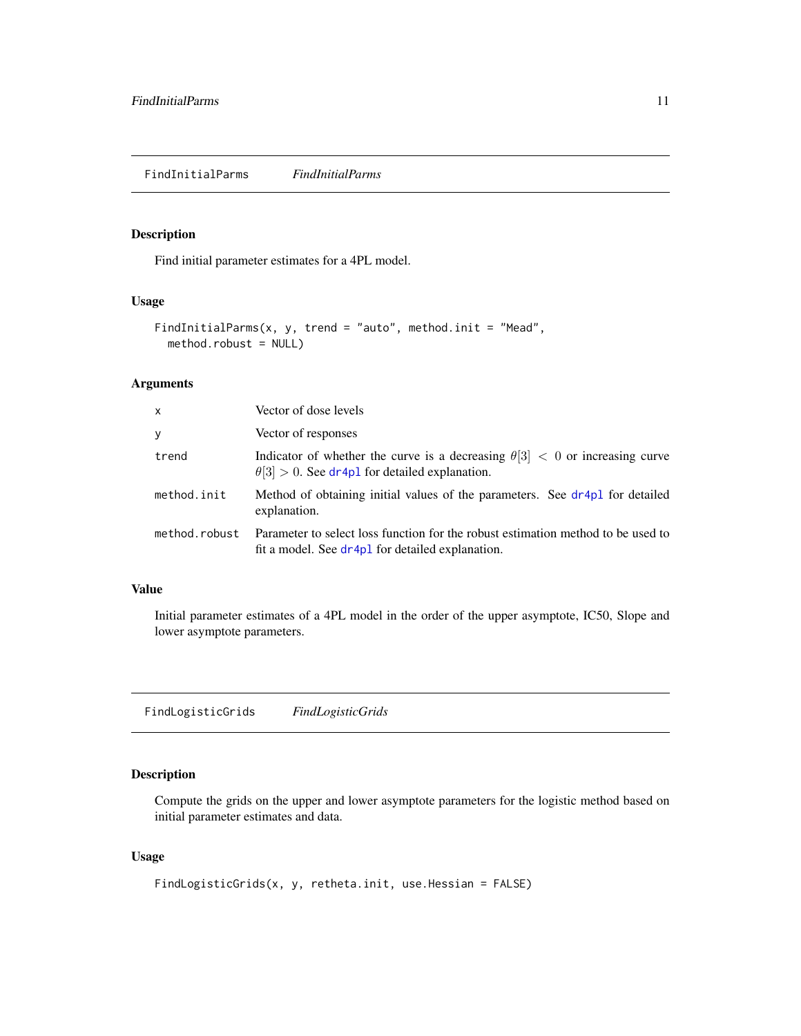## FindInitialParms — *FindInitialParms*

### Description

Find initial parameter estimates for a 4PL model.

### Usage

```
FindInitialParms(x, y, trend = "auto", method.init = "Mead",
  method.robust = NULL)
```

### Arguments

| | |
|---|---|
| x | Vector of dose levels |
| y | Vector of responses |
| trend | Indicator of whether the curve is a decreasing $\theta[3] < 0$ or increasing curve $\theta[3] > 0$. See dr4pl for detailed explanation. |
| method.init | Method of obtaining initial values of the parameters. See dr4pl for detailed explanation. |
| method.robust | Parameter to select loss function for the robust estimation method to be used to fit a model. See dr4pl for detailed explanation. |

### Value

Initial parameter estimates of a 4PL model in the order of the upper asymptote, IC50, Slope and lower asymptote parameters.

## FindLogisticGrids — *FindLogisticGrids*

### Description

Compute the grids on the upper and lower asymptote parameters for the logistic method based on initial parameter estimates and data.

### Usage

```
FindLogisticGrids(x, y, retheta.init, use.Hessian = FALSE)
```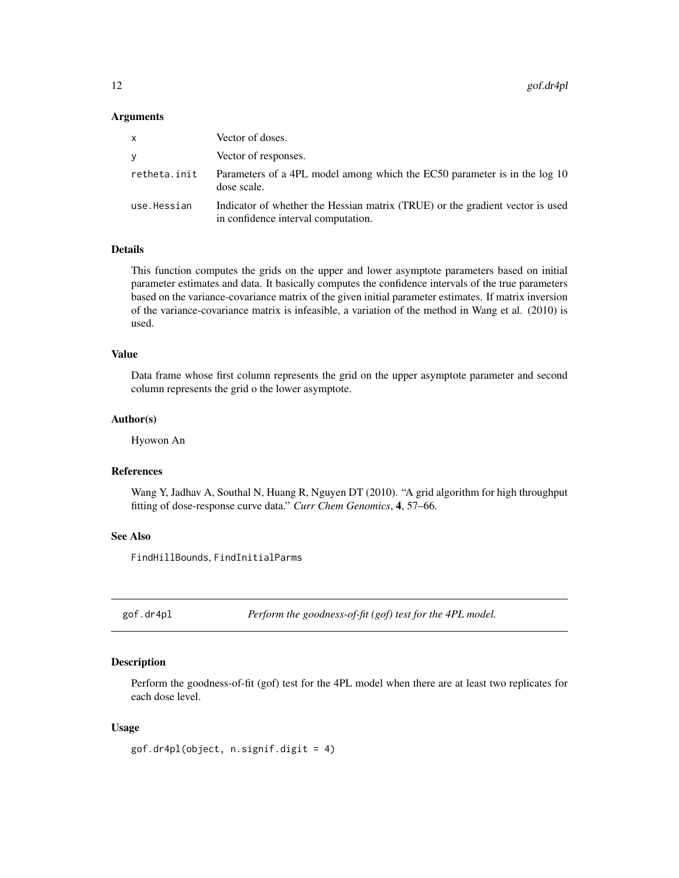### Arguments

| | |
|---|---|
| x | Vector of doses. |
| y | Vector of responses. |
| retheta.init | Parameters of a 4PL model among which the EC50 parameter is in the log 10 dose scale. |
| use.Hessian | Indicator of whether the Hessian matrix (TRUE) or the gradient vector is used in confidence interval computation. |

### Details

This function computes the grids on the upper and lower asymptote parameters based on initial parameter estimates and data. It basically computes the confidence intervals of the true parameters based on the variance-covariance matrix of the given initial parameter estimates. If matrix inversion of the variance-covariance matrix is infeasible, a variation of the method in Wang et al. (2010) is used.

### Value

Data frame whose first column represents the grid on the upper asymptote parameter and second column represents the grid o the lower asymptote.

### Author(s)

Hyowon An

### References

Wang Y, Jadhav A, Southal N, Huang R, Nguyen DT (2010). "A grid algorithm for high throughput fitting of dose-response curve data." *Curr Chem Genomics*, **4**, 57–66.

### See Also

FindHillBounds, FindInitialParms

---

## gof.dr4pl — *Perform the goodness-of-fit (gof) test for the 4PL model.*

### Description

Perform the goodness-of-fit (gof) test for the 4PL model when there are at least two replicates for each dose level.

### Usage

```
gof.dr4pl(object, n.signif.digit = 4)
```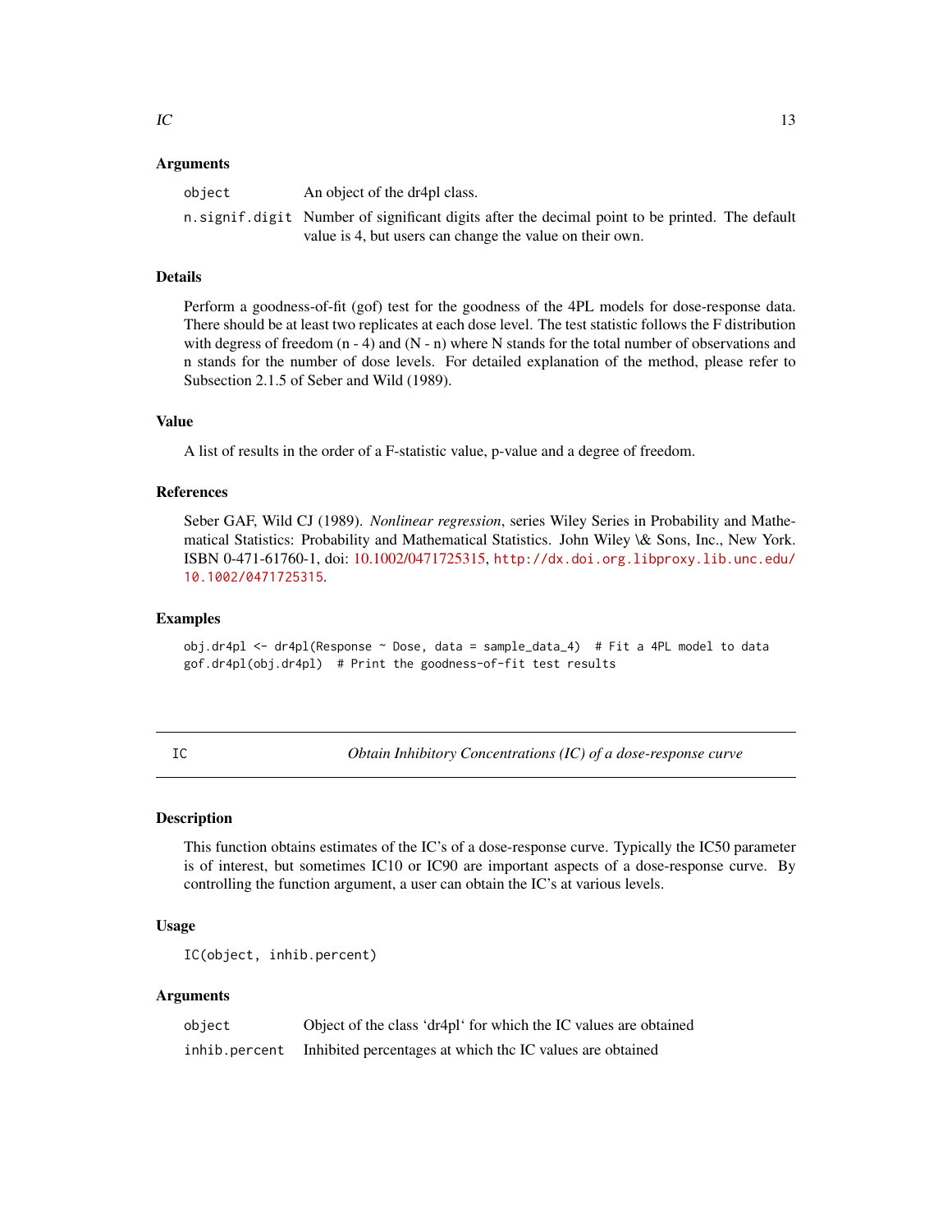### Arguments

| | |
|---|---|
| `object` | An object of the dr4pl class. |
| `n.signif.digit` | Number of significant digits after the decimal point to be printed. The default value is 4, but users can change the value on their own. |

### Details

Perform a goodness-of-fit (gof) test for the goodness of the 4PL models for dose-response data. There should be at least two replicates at each dose level. The test statistic follows the F distribution with degress of freedom (n - 4) and (N - n) where N stands for the total number of observations and n stands for the number of dose levels. For detailed explanation of the method, please refer to Subsection 2.1.5 of Seber and Wild (1989).

### Value

A list of results in the order of a F-statistic value, p-value and a degree of freedom.

### References

Seber GAF, Wild CJ (1989). *Nonlinear regression*, series Wiley Series in Probability and Mathematical Statistics: Probability and Mathematical Statistics. John Wiley \& Sons, Inc., New York. ISBN 0-471-61760-1, doi: 10.1002/0471725315, `http://dx.doi.org.libproxy.lib.unc.edu/10.1002/0471725315`.

### Examples

```
obj.dr4pl <- dr4pl(Response ~ Dose, data = sample_data_4)  # Fit a 4PL model to data
gof.dr4pl(obj.dr4pl)  # Print the goodness-of-fit test results
```

---

## IC — *Obtain Inhibitory Concentrations (IC) of a dose-response curve*

---

### Description

This function obtains estimates of the IC's of a dose-response curve. Typically the IC50 parameter is of interest, but sometimes IC10 or IC90 are important aspects of a dose-response curve. By controlling the function argument, a user can obtain the IC's at various levels.

### Usage

```
IC(object, inhib.percent)
```

### Arguments

| | |
|---|---|
| `object` | Object of the class 'dr4pl' for which the IC values are obtained |
| `inhib.percent` | Inhibited percentages at which thc IC values are obtained |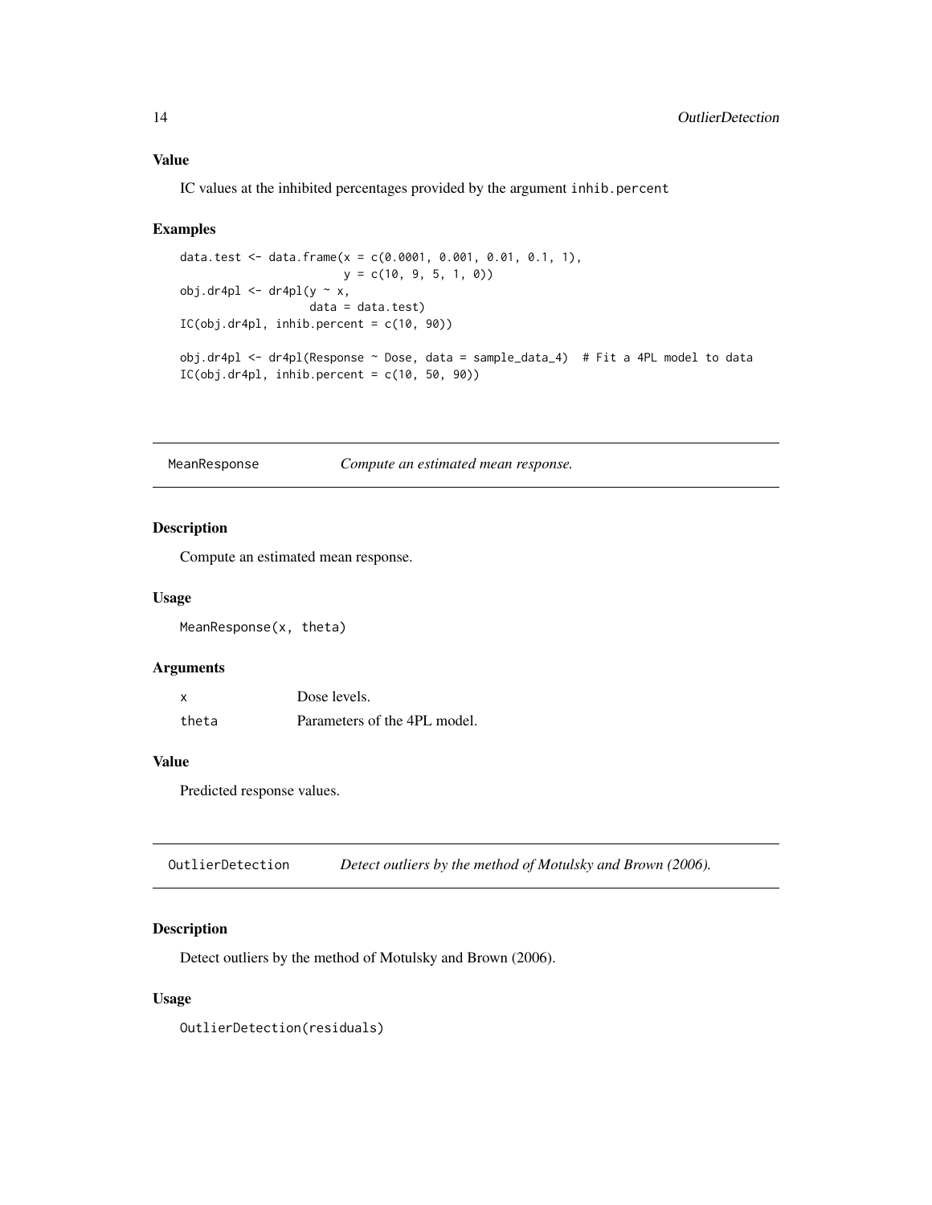### Value

IC values at the inhibited percentages provided by the argument `inhib.percent`

### Examples

```
data.test <- data.frame(x = c(0.0001, 0.001, 0.01, 0.1, 1),
                        y = c(10, 9, 5, 1, 0))
obj.dr4pl <- dr4pl(y ~ x,
                   data = data.test)
IC(obj.dr4pl, inhib.percent = c(10, 90))

obj.dr4pl <- dr4pl(Response ~ Dose, data = sample_data_4)  # Fit a 4PL model to data
IC(obj.dr4pl, inhib.percent = c(10, 50, 90))
```

---

## MeanResponse — *Compute an estimated mean response.*

---

### Description

Compute an estimated mean response.

### Usage

```
MeanResponse(x, theta)
```

### Arguments

| | |
|---|---|
| `x` | Dose levels. |
| `theta` | Parameters of the 4PL model. |

### Value

Predicted response values.

---

## OutlierDetection — *Detect outliers by the method of Motulsky and Brown (2006).*

---

### Description

Detect outliers by the method of Motulsky and Brown (2006).

### Usage

```
OutlierDetection(residuals)
```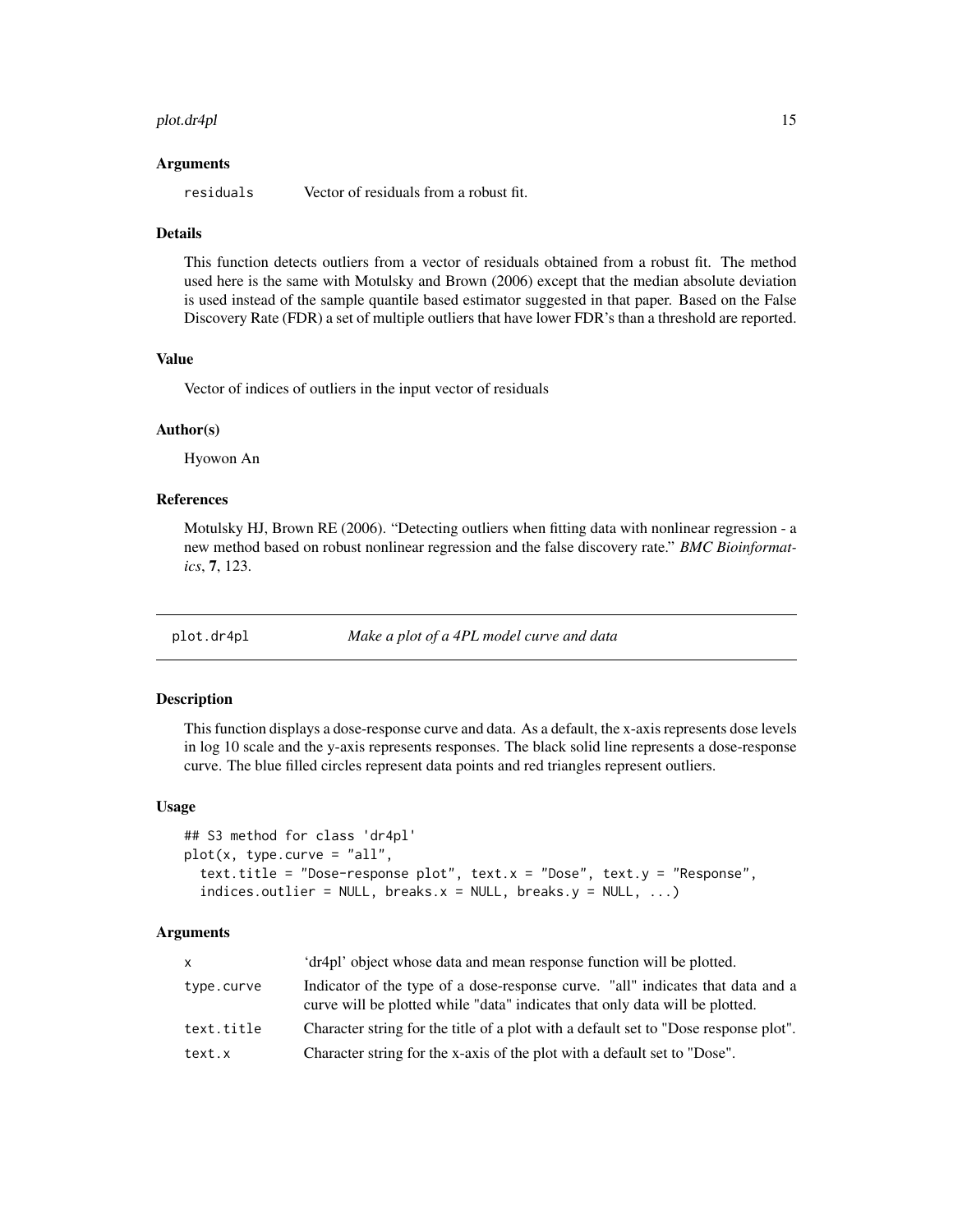### Arguments

residuals    Vector of residuals from a robust fit.

### Details

This function detects outliers from a vector of residuals obtained from a robust fit. The method used here is the same with Motulsky and Brown (2006) except that the median absolute deviation is used instead of the sample quantile based estimator suggested in that paper. Based on the False Discovery Rate (FDR) a set of multiple outliers that have lower FDR's than a threshold are reported.

### Value

Vector of indices of outliers in the input vector of residuals

### Author(s)

Hyowon An

### References

Motulsky HJ, Brown RE (2006). "Detecting outliers when fitting data with nonlinear regression - a new method based on robust nonlinear regression and the false discovery rate." *BMC Bioinformatics*, **7**, 123.

---

## plot.dr4pl    *Make a plot of a 4PL model curve and data*

### Description

This function displays a dose-response curve and data. As a default, the x-axis represents dose levels in log 10 scale and the y-axis represents responses. The black solid line represents a dose-response curve. The blue filled circles represent data points and red triangles represent outliers.

### Usage

```
## S3 method for class 'dr4pl'
plot(x, type.curve = "all",
  text.title = "Dose-response plot", text.x = "Dose", text.y = "Response",
  indices.outlier = NULL, breaks.x = NULL, breaks.y = NULL, ...)
```

### Arguments

| | |
|---|---|
| x | 'dr4pl' object whose data and mean response function will be plotted. |
| type.curve | Indicator of the type of a dose-response curve. "all" indicates that data and a curve will be plotted while "data" indicates that only data will be plotted. |
| text.title | Character string for the title of a plot with a default set to "Dose response plot". |
| text.x | Character string for the x-axis of the plot with a default set to "Dose". |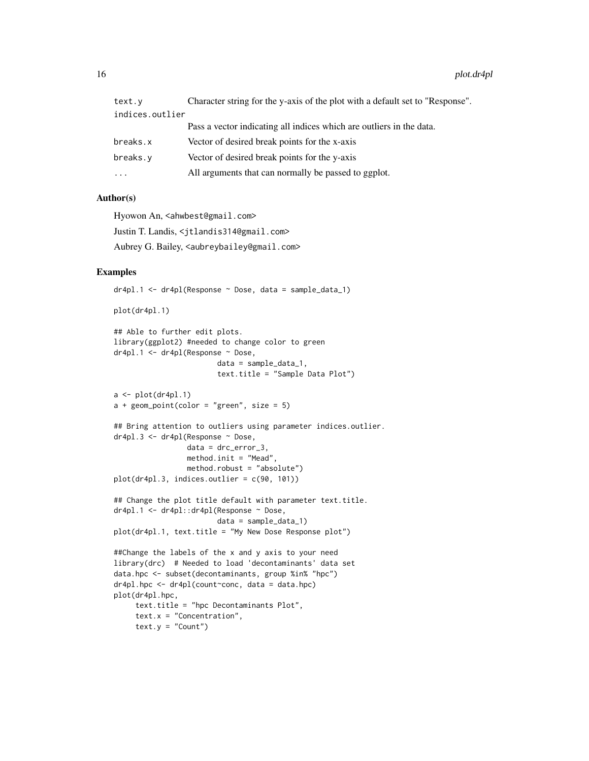| | |
|---|---|
| `text.y` | Character string for the y-axis of the plot with a default set to "Response". |
| `indices.outlier` | Pass a vector indicating all indices which are outliers in the data. |
| `breaks.x` | Vector of desired break points for the x-axis |
| `breaks.y` | Vector of desired break points for the y-axis |
| `...` | All arguments that can normally be passed to ggplot. |

### Author(s)

Hyowon An, <ahwbest@gmail.com>

Justin T. Landis, <jtlandis314@gmail.com>

Aubrey G. Bailey, <aubreybailey@gmail.com>

### Examples

```
dr4pl.1 <- dr4pl(Response ~ Dose, data = sample_data_1)

plot(dr4pl.1)

## Able to further edit plots.
library(ggplot2) #needed to change color to green
dr4pl.1 <- dr4pl(Response ~ Dose,
                        data = sample_data_1,
                        text.title = "Sample Data Plot")

a <- plot(dr4pl.1)
a + geom_point(color = "green", size = 5)

## Bring attention to outliers using parameter indices.outlier.
dr4pl.3 <- dr4pl(Response ~ Dose,
                 data = drc_error_3,
                 method.init = "Mead",
                 method.robust = "absolute")
plot(dr4pl.3, indices.outlier = c(90, 101))

## Change the plot title default with parameter text.title.
dr4pl.1 <- dr4pl::dr4pl(Response ~ Dose,
                        data = sample_data_1)
plot(dr4pl.1, text.title = "My New Dose Response plot")

##Change the labels of the x and y axis to your need
library(drc)  # Needed to load 'decontaminants' data set
data.hpc <- subset(decontaminants, group %in% "hpc")
dr4pl.hpc <- dr4pl(count~conc, data = data.hpc)
plot(dr4pl.hpc,
     text.title = "hpc Decontaminants Plot",
     text.x = "Concentration",
     text.y = "Count")
```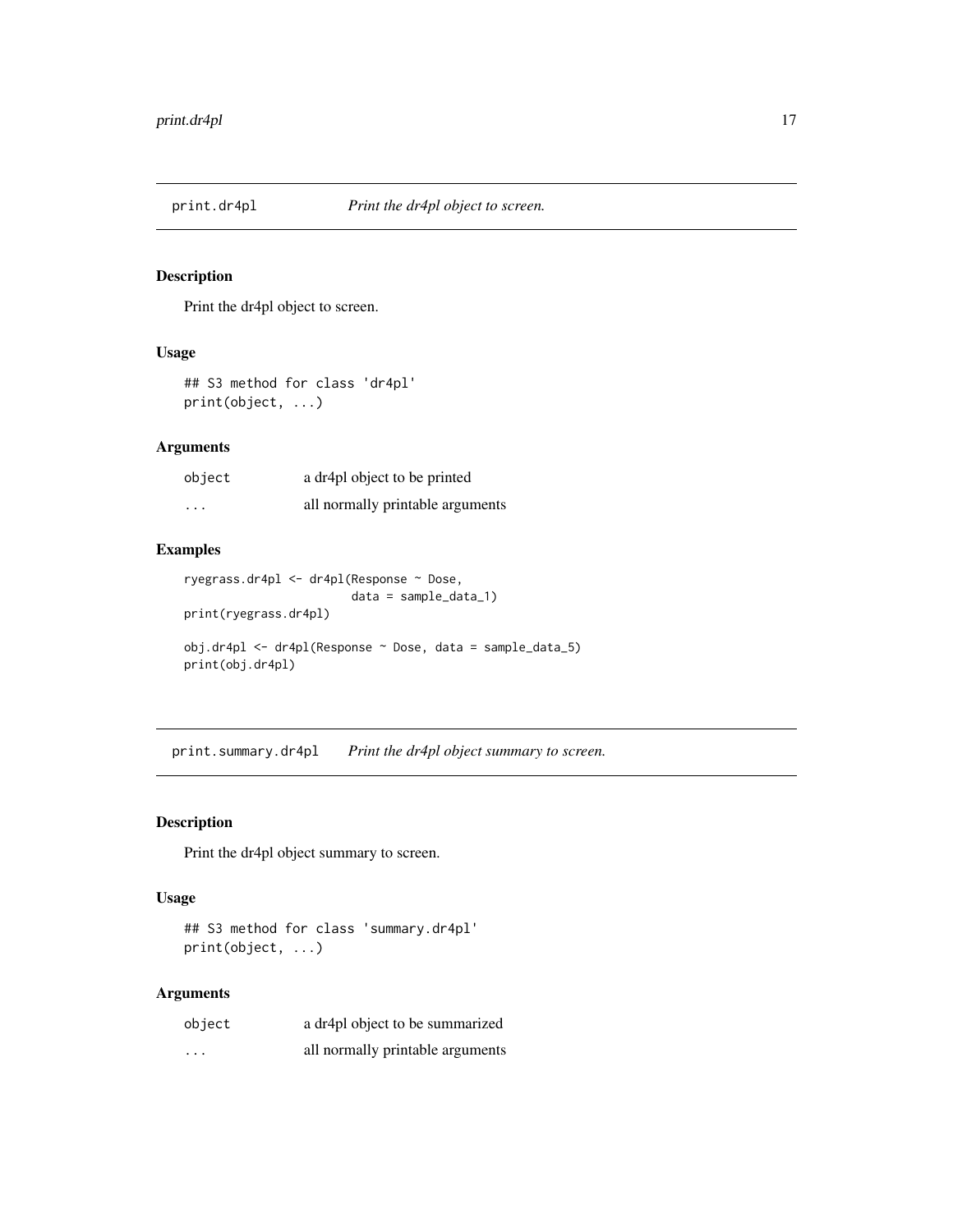## print.dr4pl — *Print the dr4pl object to screen.*

### Description

Print the dr4pl object to screen.

### Usage

```
## S3 method for class 'dr4pl'
print(object, ...)
```

### Arguments

| | |
|---|---|
| object | a dr4pl object to be printed |
| ... | all normally printable arguments |

### Examples

```
ryegrass.dr4pl <- dr4pl(Response ~ Dose,
                        data = sample_data_1)
print(ryegrass.dr4pl)

obj.dr4pl <- dr4pl(Response ~ Dose, data = sample_data_5)
print(obj.dr4pl)
```

## print.summary.dr4pl — *Print the dr4pl object summary to screen.*

### Description

Print the dr4pl object summary to screen.

### Usage

```
## S3 method for class 'summary.dr4pl'
print(object, ...)
```

### Arguments

| | |
|---|---|
| object | a dr4pl object to be summarized |
| ... | all normally printable arguments |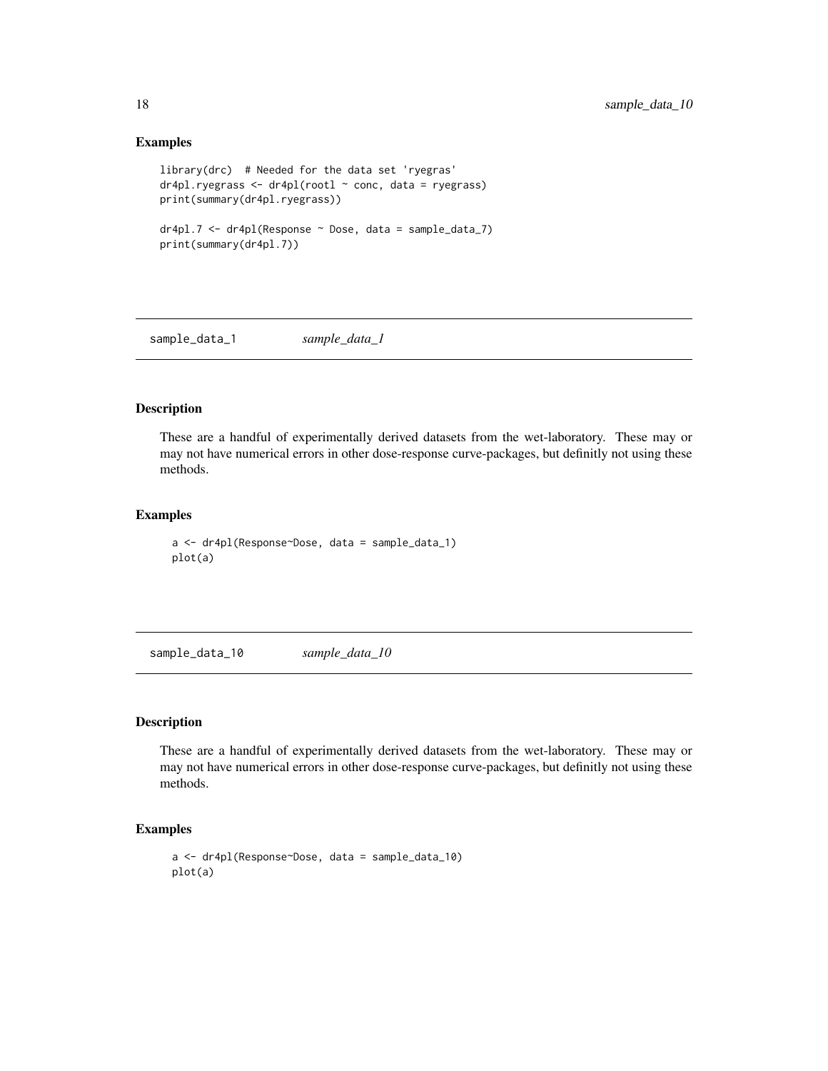## Examples

```
library(drc)  # Needed for the data set 'ryegras'
dr4pl.ryegrass <- dr4pl(rootl ~ conc, data = ryegrass)
print(summary(dr4pl.ryegrass))

dr4pl.7 <- dr4pl(Response ~ Dose, data = sample_data_7)
print(summary(dr4pl.7))
```

---

# sample_data_1 *sample_data_1*

---

## Description

These are a handful of experimentally derived datasets from the wet-laboratory. These may or may not have numerical errors in other dose-response curve-packages, but definitly not using these methods.

## Examples

```
a <- dr4pl(Response~Dose, data = sample_data_1)
plot(a)
```

---

# sample_data_10 *sample_data_10*

---

## Description

These are a handful of experimentally derived datasets from the wet-laboratory. These may or may not have numerical errors in other dose-response curve-packages, but definitly not using these methods.

## Examples

```
a <- dr4pl(Response~Dose, data = sample_data_10)
plot(a)
```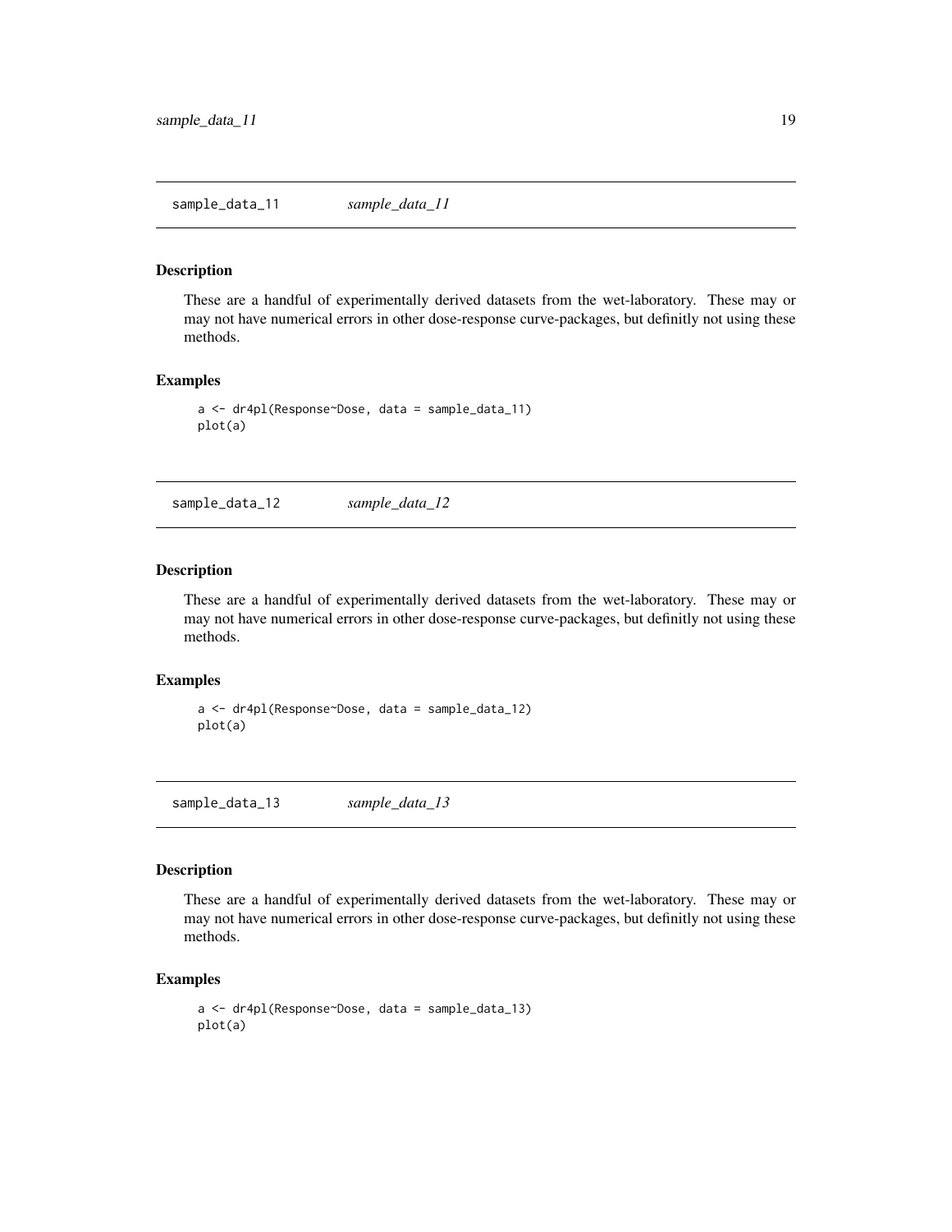## sample_data_11 *sample_data_11*

### Description

These are a handful of experimentally derived datasets from the wet-laboratory. These may or may not have numerical errors in other dose-response curve-packages, but definitly not using these methods.

### Examples

```
a <- dr4pl(Response~Dose, data = sample_data_11)
plot(a)
```

## sample_data_12 *sample_data_12*

### Description

These are a handful of experimentally derived datasets from the wet-laboratory. These may or may not have numerical errors in other dose-response curve-packages, but definitly not using these methods.

### Examples

```
a <- dr4pl(Response~Dose, data = sample_data_12)
plot(a)
```

## sample_data_13 *sample_data_13*

### Description

These are a handful of experimentally derived datasets from the wet-laboratory. These may or may not have numerical errors in other dose-response curve-packages, but definitly not using these methods.

### Examples

```
a <- dr4pl(Response~Dose, data = sample_data_13)
plot(a)
```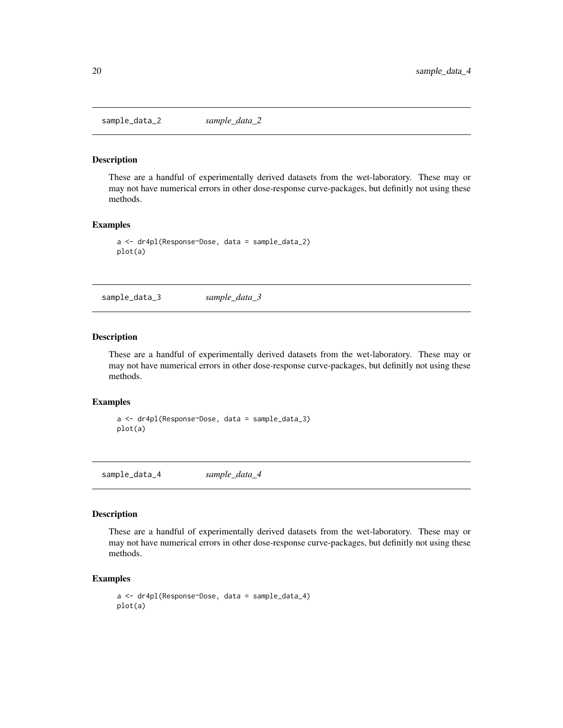## sample_data_2 *sample_data_2*

### Description

These are a handful of experimentally derived datasets from the wet-laboratory. These may or may not have numerical errors in other dose-response curve-packages, but definitly not using these methods.

### Examples

```
a <- dr4pl(Response~Dose, data = sample_data_2)
plot(a)
```

## sample_data_3 *sample_data_3*

### Description

These are a handful of experimentally derived datasets from the wet-laboratory. These may or may not have numerical errors in other dose-response curve-packages, but definitly not using these methods.

### Examples

```
a <- dr4pl(Response~Dose, data = sample_data_3)
plot(a)
```

## sample_data_4 *sample_data_4*

### Description

These are a handful of experimentally derived datasets from the wet-laboratory. These may or may not have numerical errors in other dose-response curve-packages, but definitly not using these methods.

### Examples

```
a <- dr4pl(Response~Dose, data = sample_data_4)
plot(a)
```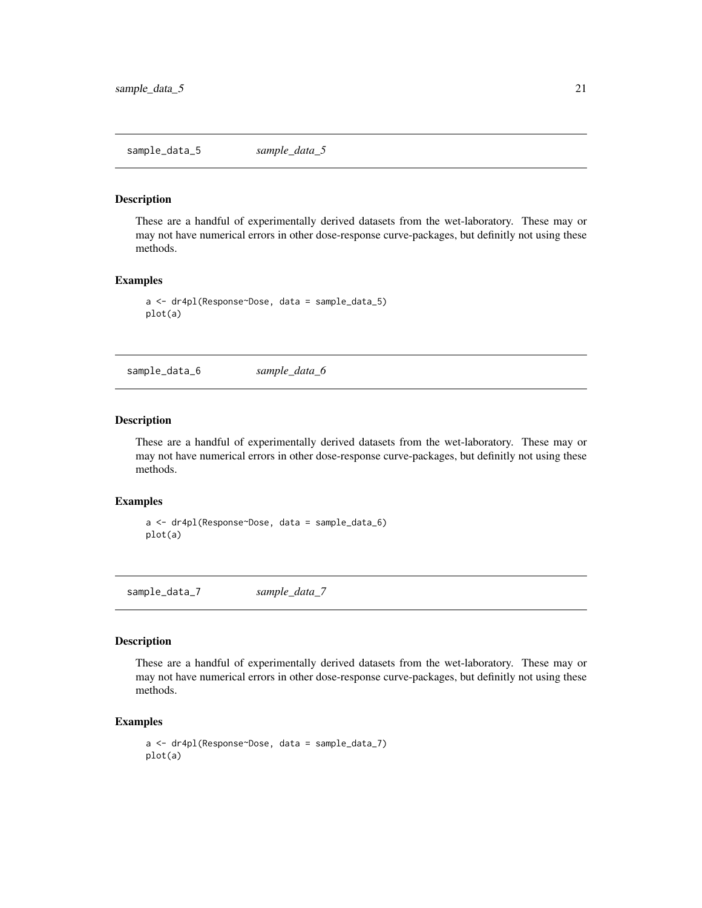## sample_data_5 *sample_data_5*

### Description

These are a handful of experimentally derived datasets from the wet-laboratory. These may or may not have numerical errors in other dose-response curve-packages, but definitly not using these methods.

### Examples

```
a <- dr4pl(Response~Dose, data = sample_data_5)
plot(a)
```

## sample_data_6 *sample_data_6*

### Description

These are a handful of experimentally derived datasets from the wet-laboratory. These may or may not have numerical errors in other dose-response curve-packages, but definitly not using these methods.

### Examples

```
a <- dr4pl(Response~Dose, data = sample_data_6)
plot(a)
```

## sample_data_7 *sample_data_7*

### Description

These are a handful of experimentally derived datasets from the wet-laboratory. These may or may not have numerical errors in other dose-response curve-packages, but definitly not using these methods.

### Examples

```
a <- dr4pl(Response~Dose, data = sample_data_7)
plot(a)
```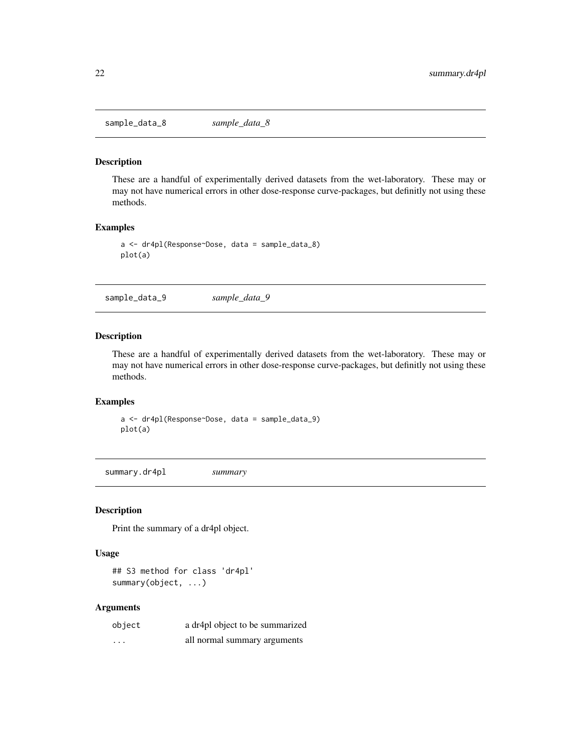## sample_data_8 *sample_data_8*

### Description

These are a handful of experimentally derived datasets from the wet-laboratory. These may or may not have numerical errors in other dose-response curve-packages, but definitly not using these methods.

### Examples

```
a <- dr4pl(Response~Dose, data = sample_data_8)
plot(a)
```

## sample_data_9 *sample_data_9*

### Description

These are a handful of experimentally derived datasets from the wet-laboratory. These may or may not have numerical errors in other dose-response curve-packages, but definitly not using these methods.

### Examples

```
a <- dr4pl(Response~Dose, data = sample_data_9)
plot(a)
```

## summary.dr4pl *summary*

### Description

Print the summary of a dr4pl object.

### Usage

```
## S3 method for class 'dr4pl'
summary(object, ...)
```

### Arguments

| | |
|---|---|
| object | a dr4pl object to be summarized |
| ... | all normal summary arguments |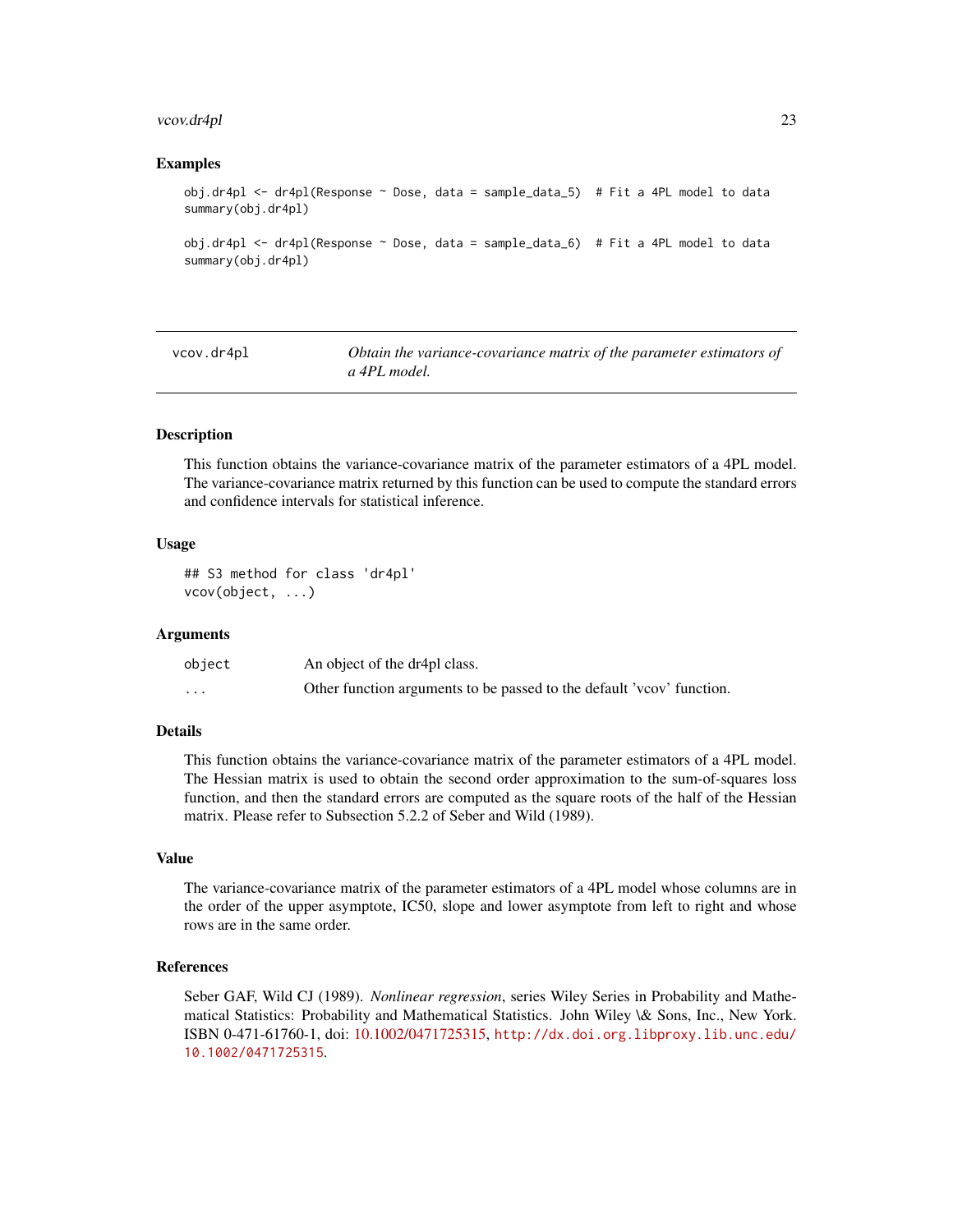## Examples

```
obj.dr4pl <- dr4pl(Response ~ Dose, data = sample_data_5)  # Fit a 4PL model to data
summary(obj.dr4pl)

obj.dr4pl <- dr4pl(Response ~ Dose, data = sample_data_6)  # Fit a 4PL model to data
summary(obj.dr4pl)
```

---

# vcov.dr4pl — *Obtain the variance-covariance matrix of the parameter estimators of a 4PL model.*

---

## Description

This function obtains the variance-covariance matrix of the parameter estimators of a 4PL model. The variance-covariance matrix returned by this function can be used to compute the standard errors and confidence intervals for statistical inference.

## Usage

```
## S3 method for class 'dr4pl'
vcov(object, ...)
```

## Arguments

| | |
|---|---|
| `object` | An object of the dr4pl class. |
| `...` | Other function arguments to be passed to the default 'vcov' function. |

## Details

This function obtains the variance-covariance matrix of the parameter estimators of a 4PL model. The Hessian matrix is used to obtain the second order approximation to the sum-of-squares loss function, and then the standard errors are computed as the square roots of the half of the Hessian matrix. Please refer to Subsection 5.2.2 of Seber and Wild (1989).

## Value

The variance-covariance matrix of the parameter estimators of a 4PL model whose columns are in the order of the upper asymptote, IC50, slope and lower asymptote from left to right and whose rows are in the same order.

## References

Seber GAF, Wild CJ (1989). *Nonlinear regression*, series Wiley Series in Probability and Mathematical Statistics: Probability and Mathematical Statistics. John Wiley \& Sons, Inc., New York. ISBN 0-471-61760-1, doi: 10.1002/0471725315, http://dx.doi.org.libproxy.lib.unc.edu/10.1002/0471725315.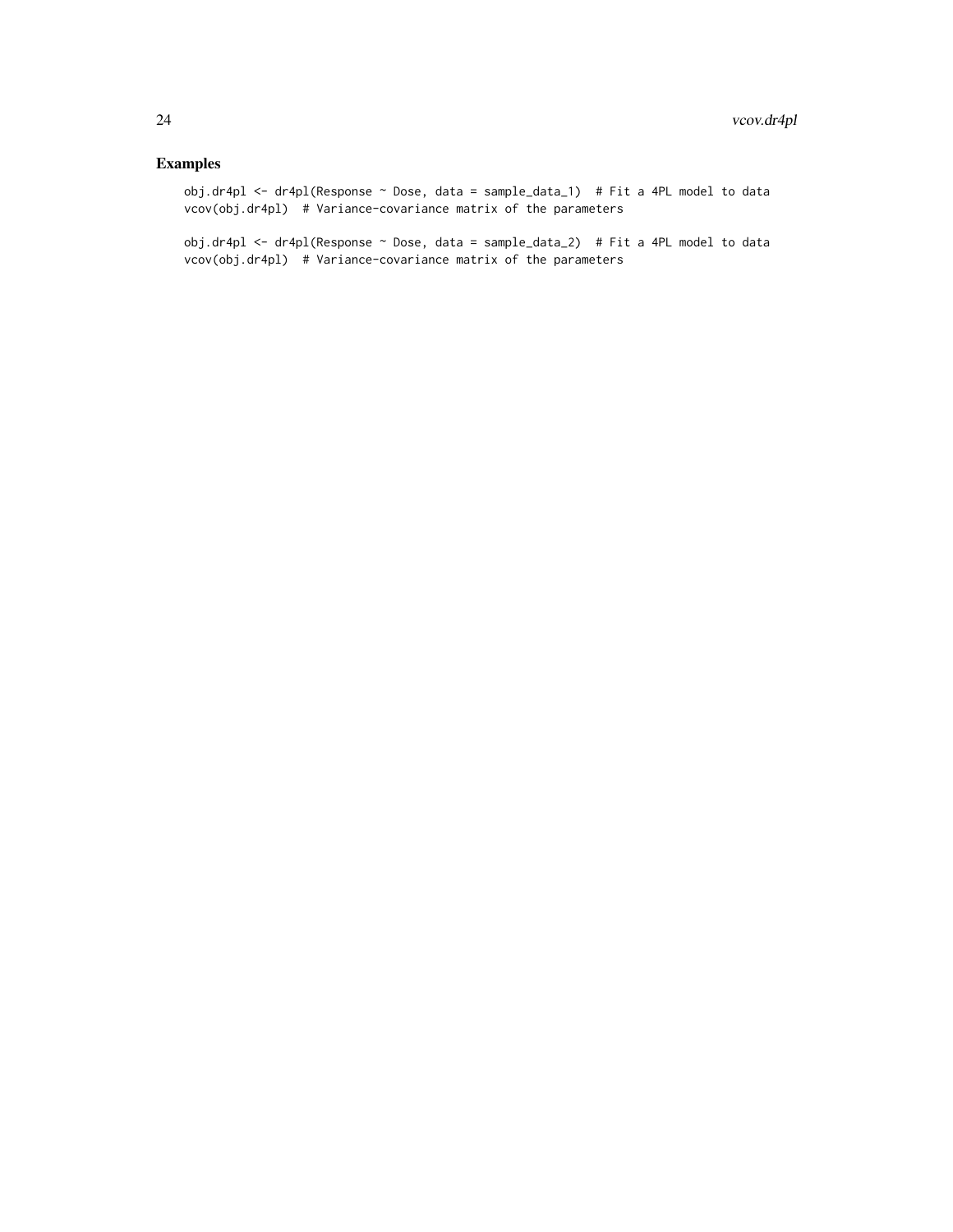## Examples

```
obj.dr4pl <- dr4pl(Response ~ Dose, data = sample_data_1)  # Fit a 4PL model to data
vcov(obj.dr4pl)  # Variance-covariance matrix of the parameters

obj.dr4pl <- dr4pl(Response ~ Dose, data = sample_data_2)  # Fit a 4PL model to data
vcov(obj.dr4pl)  # Variance-covariance matrix of the parameters
```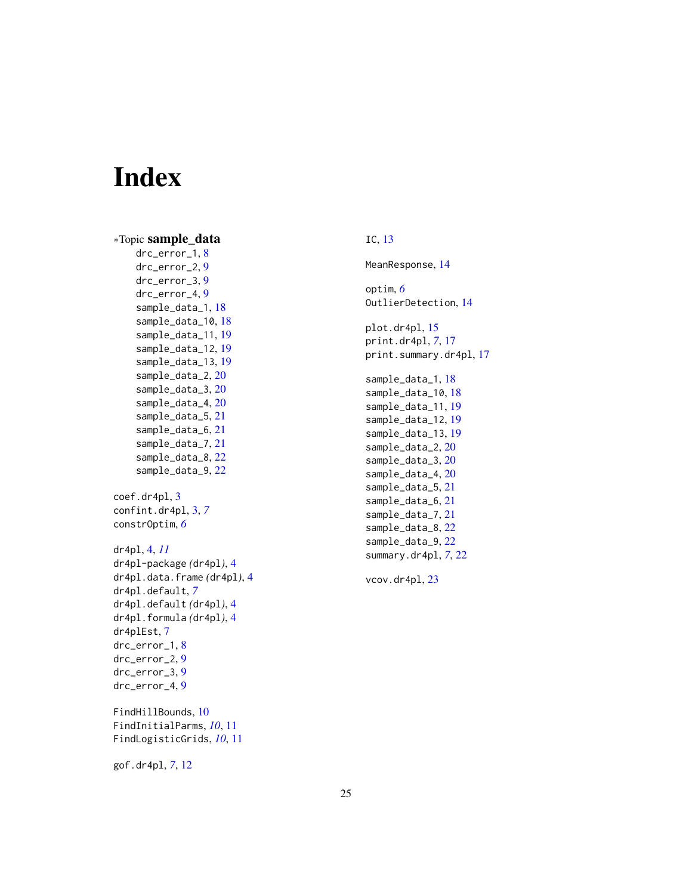# Index

∗Topic **sample_data**

- drc_error_1, 8
- drc_error_2, 9
- drc_error_3, 9
- drc_error_4, 9
- sample_data_1, 18
- sample_data_10, 18
- sample_data_11, 19
- sample_data_12, 19
- sample_data_13, 19
- sample_data_2, 20
- sample_data_3, 20
- sample_data_4, 20
- sample_data_5, 21
- sample_data_6, 21
- sample_data_7, 21
- sample_data_8, 22
- sample_data_9, 22

coef.dr4pl, 3
confint.dr4pl, 3, *7*
constrOptim, *6*

dr4pl, 4, *11*
dr4pl-package (dr4pl), 4
dr4pl.data.frame (dr4pl), 4
dr4pl.default, *7*
dr4pl.default (dr4pl), 4
dr4pl.formula (dr4pl), 4
dr4plEst, 7
drc_error_1, 8
drc_error_2, 9
drc_error_3, 9
drc_error_4, 9

FindHillBounds, 10
FindInitialParms, *10*, 11
FindLogisticGrids, *10*, 11

gof.dr4pl, *7*, 12

IC, 13

MeanResponse, 14

optim, *6*
OutlierDetection, 14

plot.dr4pl, 15
print.dr4pl, *7*, 17
print.summary.dr4pl, 17

sample_data_1, 18
sample_data_10, 18
sample_data_11, 19
sample_data_12, 19
sample_data_13, 19
sample_data_2, 20
sample_data_3, 20
sample_data_4, 20
sample_data_5, 21
sample_data_6, 21
sample_data_7, 21
sample_data_8, 22
sample_data_9, 22
summary.dr4pl, *7*, 22

vcov.dr4pl, 23